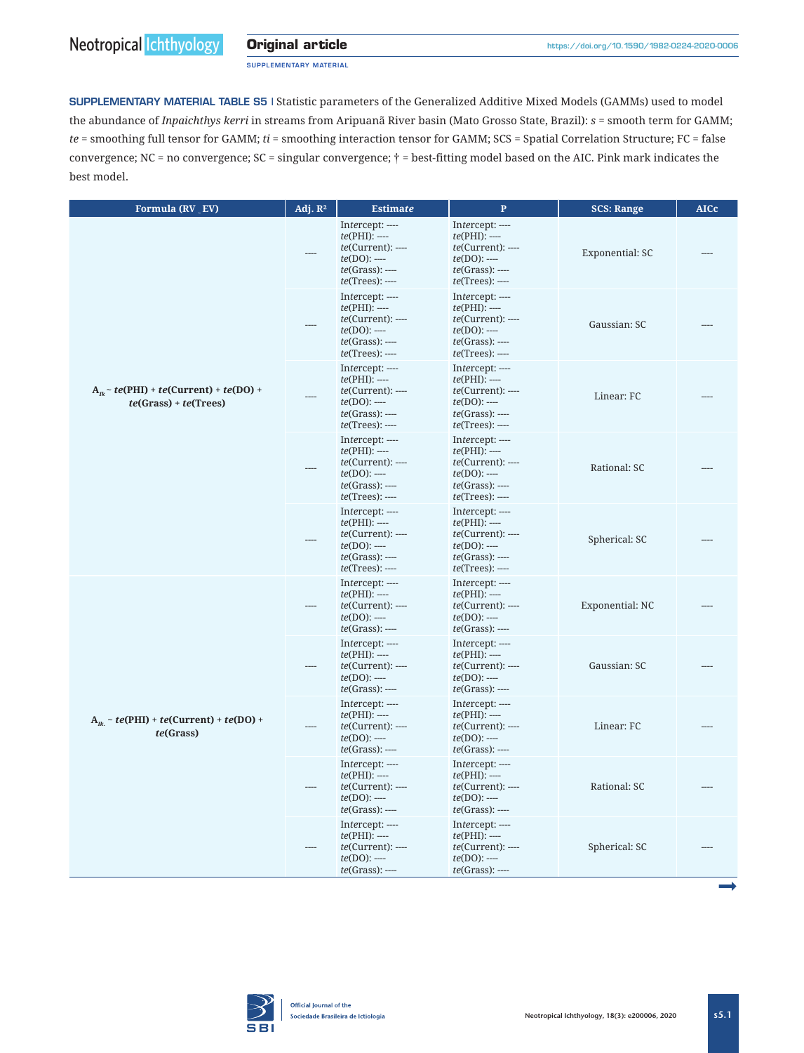**SUPPLEMENTARY MATERIAL TABLE S5** | Statistic parameters of the Generalized Additive Mixed Models (GAMMs) used to model the abundance of *Inpaichthys kerri* in streams from Aripuanã River basin (Mato Grosso State, Brazil): *s* = smooth term for GAMM; *te* = smoothing full tensor for GAMM; *ti* = smoothing interaction tensor for GAMM; SCS = Spatial Correlation Structure; FC = false convergence; NC = no convergence; SC = singular convergence; † = best-fitting model based on the AIC. Pink mark indicates the best model.

| Formula (RV _EV) | Adj. $R^2$ | Estimate | P | SCS: Range | AICc |
|---|---|---|---|---|---|
| $A_{Ik}$ ~ *te*(PHI) + *te*(Current) + *te*(DO) + *te*(Grass) + *te*(Trees) | ---- | Intercept: ----<br>*te*(PHI): ----<br>*te*(Current): ----<br>*te*(DO): ----<br>*te*(Grass): ----<br>*te*(Trees): ---- | Intercept: ----<br>*te*(PHI): ----<br>*te*(Current): ----<br>*te*(DO): ----<br>*te*(Grass): ----<br>*te*(Trees): ---- | Exponential: SC | ---- |
| | ---- | Intercept: ----<br>*te*(PHI): ----<br>*te*(Current): ----<br>*te*(DO): ----<br>*te*(Grass): ----<br>*te*(Trees): ---- | Intercept: ----<br>*te*(PHI): ----<br>*te*(Current): ----<br>*te*(DO): ----<br>*te*(Grass): ----<br>*te*(Trees): ---- | Gaussian: SC | ---- |
| | ---- | Intercept: ----<br>*te*(PHI): ----<br>*te*(Current): ----<br>*te*(DO): ----<br>*te*(Grass): ----<br>*te*(Trees): ---- | Intercept: ----<br>*te*(PHI): ----<br>*te*(Current): ----<br>*te*(DO): ----<br>*te*(Grass): ----<br>*te*(Trees): ---- | Linear: FC | ---- |
| | ---- | Intercept: ----<br>*te*(PHI): ----<br>*te*(Current): ----<br>*te*(DO): ----<br>*te*(Grass): ----<br>*te*(Trees): ---- | Intercept: ----<br>*te*(PHI): ----<br>*te*(Current): ----<br>*te*(DO): ----<br>*te*(Grass): ----<br>*te*(Trees): ---- | Rational: SC | ---- |
| | ---- | Intercept: ----<br>*te*(PHI): ----<br>*te*(Current): ----<br>*te*(DO): ----<br>*te*(Grass): ----<br>*te*(Trees): ---- | Intercept: ----<br>*te*(PHI): ----<br>*te*(Current): ----<br>*te*(DO): ----<br>*te*(Grass): ----<br>*te*(Trees): ---- | Spherical: SC | ---- |
| $A_{Ik.}$ ~ *te*(PHI) + *te*(Current) + *te*(DO) + *te*(Grass) | ---- | Intercept: ----<br>*te*(PHI): ----<br>*te*(Current): ----<br>*te*(DO): ----<br>*te*(Grass): ---- | Intercept: ----<br>*te*(PHI): ----<br>*te*(Current): ----<br>*te*(DO): ----<br>*te*(Grass): ---- | Exponential: NC | ---- |
| | ---- | Intercept: ----<br>*te*(PHI): ----<br>*te*(Current): ----<br>*te*(DO): ----<br>*te*(Grass): ---- | Intercept: ----<br>*te*(PHI): ----<br>*te*(Current): ----<br>*te*(DO): ----<br>*te*(Grass): ---- | Gaussian: SC | ---- |
| | ---- | Intercept: ----<br>*te*(PHI): ----<br>*te*(Current): ----<br>*te*(DO): ----<br>*te*(Grass): ---- | Intercept: ----<br>*te*(PHI): ----<br>*te*(Current): ----<br>*te*(DO): ----<br>*te*(Grass): ---- | Linear: FC | ---- |
| | ---- | Intercept: ----<br>*te*(PHI): ----<br>*te*(Current): ----<br>*te*(DO): ----<br>*te*(Grass): ---- | Intercept: ----<br>*te*(PHI): ----<br>*te*(Current): ----<br>*te*(DO): ----<br>*te*(Grass): ---- | Rational: SC | ---- |
| | ---- | Intercept: ----<br>*te*(PHI): ----<br>*te*(Current): ----<br>*te*(DO): ----<br>*te*(Grass): ---- | Intercept: ----<br>*te*(PHI): ----<br>*te*(Current): ----<br>*te*(DO): ----<br>*te*(Grass): ---- | Spherical: SC | ---- |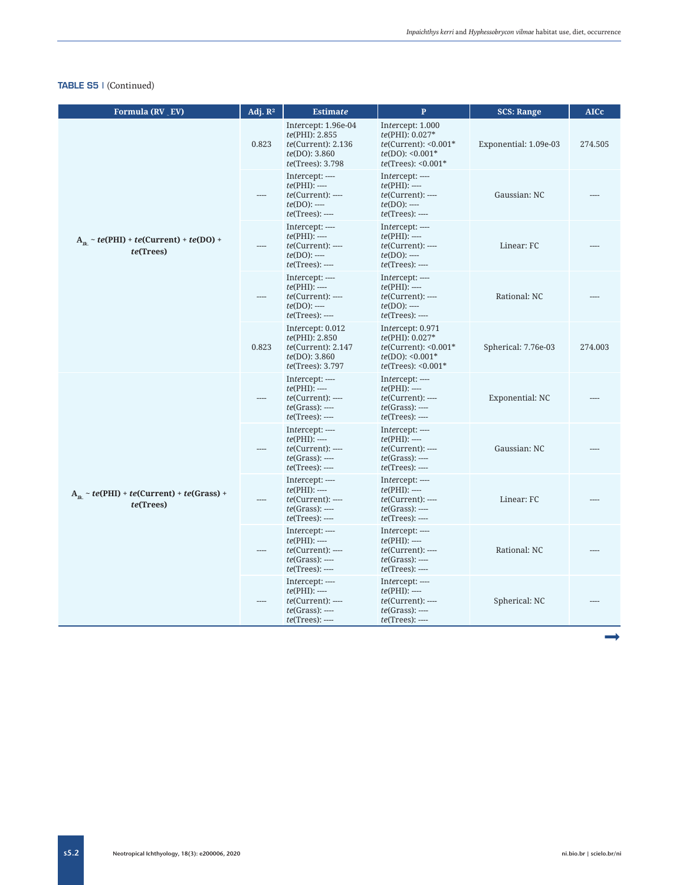**TABLE S5 |** (Continued)

| Formula (RV _ EV) | Adj. $R^2$ | Estimate | P | SCS: Range | AICc |
|---|---|---|---|---|---|
| $A_{Ik.}$ ~ *te*(PHI) + *te*(Current) + *te*(DO) + *te*(Trees) | 0.823 | Intercept: 1.96e-04<br>*te*(PHI): 2.855<br>*te*(Current): 2.136<br>*te*(DO): 3.860<br>*te*(Trees): 3.798 | Intercept: 1.000<br>*te*(PHI): 0.027*<br>*te*(Current): <0.001*<br>*te*(DO): <0.001*<br>*te*(Trees): <0.001* | Exponential: 1.09e-03 | 274.505 |
| | ---- | Intercept: ----<br>*te*(PHI): ----<br>*te*(Current): ----<br>*te*(DO): ----<br>*te*(Trees): ---- | Intercept: ----<br>*te*(PHI): ----<br>*te*(Current): ----<br>*te*(DO): ----<br>*te*(Trees): ---- | Gaussian: NC | ---- |
| | ---- | Intercept: ----<br>*te*(PHI): ----<br>*te*(Current): ----<br>*te*(DO): ----<br>*te*(Trees): ---- | Intercept: ----<br>*te*(PHI): ----<br>*te*(Current): ----<br>*te*(DO): ----<br>*te*(Trees): ---- | Linear: FC | ---- |
| | ---- | Intercept: ----<br>*te*(PHI): ----<br>*te*(Current): ----<br>*te*(DO): ----<br>*te*(Trees): ---- | Intercept: ----<br>*te*(PHI): ----<br>*te*(Current): ----<br>*te*(DO): ----<br>*te*(Trees): ---- | Rational: NC | ---- |
| | 0.823 | Intercept: 0.012<br>*te*(PHI): 2.850<br>*te*(Current): 2.147<br>*te*(DO): 3.860<br>*te*(Trees): 3.797 | Intercept: 0.971<br>*te*(PHI): 0.027*<br>*te*(Current): <0.001*<br>*te*(DO): <0.001*<br>*te*(Trees): <0.001* | Spherical: 7.76e-03 | 274.003 |
| $A_{Ik.}$ ~ *te*(PHI) + *te*(Current) + *te*(Grass) + *te*(Trees) | ---- | Intercept: ----<br>*te*(PHI): ----<br>*te*(Current): ----<br>*te*(Grass): ----<br>*te*(Trees): ---- | Intercept: ----<br>*te*(PHI): ----<br>*te*(Current): ----<br>*te*(Grass): ----<br>*te*(Trees): ---- | Exponential: NC | ---- |
| | ---- | Intercept: ----<br>*te*(PHI): ----<br>*te*(Current): ----<br>*te*(Grass): ----<br>*te*(Trees): ---- | Intercept: ----<br>*te*(PHI): ----<br>*te*(Current): ----<br>*te*(Grass): ----<br>*te*(Trees): ---- | Gaussian: NC | ---- |
| | ---- | Intercept: ----<br>*te*(PHI): ----<br>*te*(Current): ----<br>*te*(Grass): ----<br>*te*(Trees): ---- | Intercept: ----<br>*te*(PHI): ----<br>*te*(Current): ----<br>*te*(Grass): ----<br>*te*(Trees): ---- | Linear: FC | ---- |
| | ---- | Intercept: ----<br>*te*(PHI): ----<br>*te*(Current): ----<br>*te*(Grass): ----<br>*te*(Trees): ---- | Intercept: ----<br>*te*(PHI): ----<br>*te*(Current): ----<br>*te*(Grass): ----<br>*te*(Trees): ---- | Rational: NC | ---- |
| | ---- | Intercept: ----<br>*te*(PHI): ----<br>*te*(Current): ----<br>*te*(Grass): ----<br>*te*(Trees): ---- | Intercept: ----<br>*te*(PHI): ----<br>*te*(Current): ----<br>*te*(Grass): ----<br>*te*(Trees): ---- | Spherical: NC | ---- |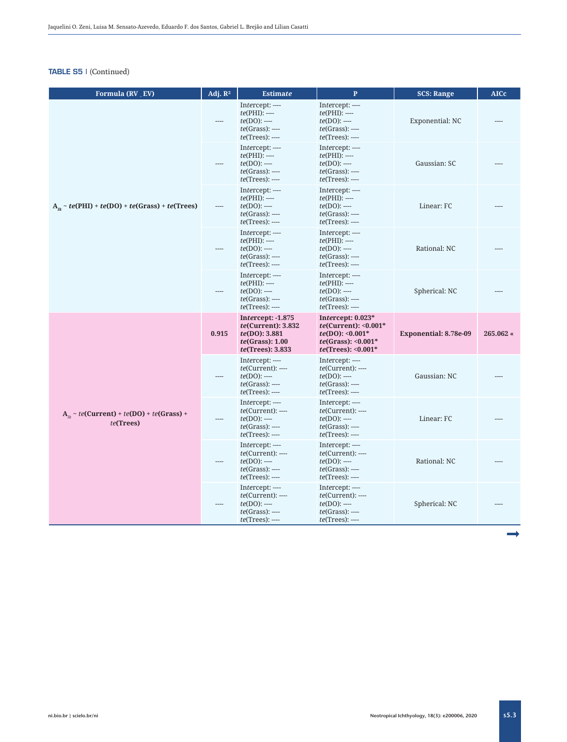**TABLE S5** | (Continued)

| Formula (RV _ EV) | Adj. $R^2$ | Estimate | P | SCS: Range | AICc |
|---|---|---|---|---|---|
| $A_{Ik}$ ~ *te*(PHI) + *te*(DO) + *te*(Grass) + *te*(Trees) | ---- | Intercept: ----<br>*te*(PHI): ----<br>*te*(DO): ----<br>*te*(Grass): ----<br>*te*(Trees): ---- | Intercept: ----<br>*te*(PHI): ----<br>*te*(DO): ----<br>*te*(Grass): ----<br>*te*(Trees): ---- | Exponential: NC | ---- |
| | ---- | Intercept: ----<br>*te*(PHI): ----<br>*te*(DO): ----<br>*te*(Grass): ----<br>*te*(Trees): ---- | Intercept: ----<br>*te*(PHI): ----<br>*te*(DO): ----<br>*te*(Grass): ----<br>*te*(Trees): ---- | Gaussian: SC | ---- |
| | ---- | Intercept: ----<br>*te*(PHI): ----<br>*te*(DO): ----<br>*te*(Grass): ----<br>*te*(Trees): ---- | Intercept: ----<br>*te*(PHI): ----<br>*te*(DO): ----<br>*te*(Grass): ----<br>*te*(Trees): ---- | Linear: FC | ---- |
| | ---- | Intercept: ----<br>*te*(PHI): ----<br>*te*(DO): ----<br>*te*(Grass): ----<br>*te*(Trees): ---- | Intercept: ----<br>*te*(PHI): ----<br>*te*(DO): ----<br>*te*(Grass): ----<br>*te*(Trees): ---- | Rational: NC | ---- |
| | ---- | Intercept: ----<br>*te*(PHI): ----<br>*te*(DO): ----<br>*te*(Grass): ----<br>*te*(Trees): ---- | Intercept: ----<br>*te*(PHI): ----<br>*te*(DO): ----<br>*te*(Grass): ----<br>*te*(Trees): ---- | Spherical: NC | ---- |
| $A_{Ik}$ ~ *te*(Current) + *te*(DO) + *te*(Grass) + *te*(Trees) | **0.915** | **Intercept: -1.875**<br>***te*(Current): 3.832**<br>***te*(DO): 3.881**<br>***te*(Grass): 1.00**<br>***te*(Trees): 3.833** | **Intercept: 0.023***<br>***te*(Current): <0.001***<br>***te*(DO): <0.001***<br>***te*(Grass): <0.001***<br>***te*(Trees): <0.001*** | **Exponential: 8.78e-09** | **265.062 «** |
| | ---- | Intercept: ----<br>*te*(Current): ----<br>*te*(DO): ----<br>*te*(Grass): ----<br>*te*(Trees): ---- | Intercept: ----<br>*te*(Current): ----<br>*te*(DO): ----<br>*te*(Grass): ----<br>*te*(Trees): ---- | Gaussian: NC | ---- |
| | ---- | Intercept: ----<br>*te*(Current): ----<br>*te*(DO): ----<br>*te*(Grass): ----<br>*te*(Trees): ---- | Intercept: ----<br>*te*(Current): ----<br>*te*(DO): ----<br>*te*(Grass): ----<br>*te*(Trees): ---- | Linear: FC | ---- |
| | ---- | Intercept: ----<br>*te*(Current): ----<br>*te*(DO): ----<br>*te*(Grass): ----<br>*te*(Trees): ---- | Intercept: ----<br>*te*(Current): ----<br>*te*(DO): ----<br>*te*(Grass): ----<br>*te*(Trees): ---- | Rational: NC | ---- |
| | ---- | Intercept: ----<br>*te*(Current): ----<br>*te*(DO): ----<br>*te*(Grass): ----<br>*te*(Trees): ---- | Intercept: ----<br>*te*(Current): ----<br>*te*(DO): ----<br>*te*(Grass): ----<br>*te*(Trees): ---- | Spherical: NC | ---- |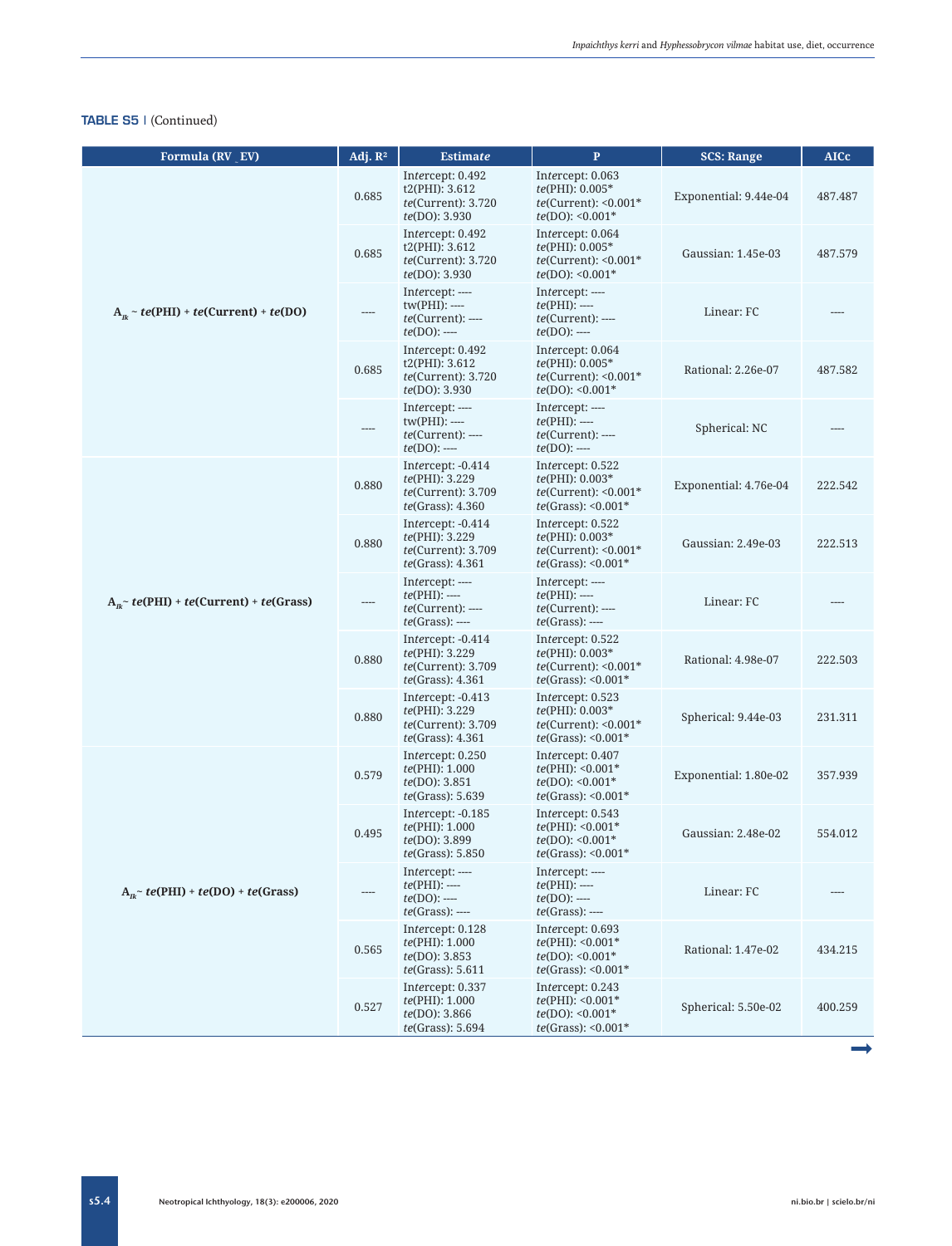**TABLE S5** | (Continued)

| Formula (RV _EV) | Adj. $R^2$ | Estimate | P | SCS: Range | AICc |
|---|---|---|---|---|---|
| $A_{Ik}$ ~ *te*(PHI) + *te*(Current) + *te*(DO) | 0.685 | Intercept: 0.492<br>t2(PHI): 3.612<br>*te*(Current): 3.720<br>*te*(DO): 3.930 | Intercept: 0.063<br>*te*(PHI): 0.005*<br>*te*(Current): <0.001*<br>*te*(DO): <0.001* | Exponential: 9.44e-04 | 487.487 |
| | 0.685 | Intercept: 0.492<br>t2(PHI): 3.612<br>*te*(Current): 3.720<br>*te*(DO): 3.930 | Intercept: 0.064<br>*te*(PHI): 0.005*<br>*te*(Current): <0.001*<br>*te*(DO): <0.001* | Gaussian: 1.45e-03 | 487.579 |
| | ---- | Intercept: ----<br>tw(PHI): ----<br>*te*(Current): ----<br>*te*(DO): ---- | Intercept: ----<br>*te*(PHI): ----<br>*te*(Current): ----<br>*te*(DO): ---- | Linear: FC | ---- |
| | 0.685 | Intercept: 0.492<br>t2(PHI): 3.612<br>*te*(Current): 3.720<br>*te*(DO): 3.930 | Intercept: 0.064<br>*te*(PHI): 0.005*<br>*te*(Current): <0.001*<br>*te*(DO): <0.001* | Rational: 2.26e-07 | 487.582 |
| | ---- | Intercept: ----<br>tw(PHI): ----<br>*te*(Current): ----<br>*te*(DO): ---- | Intercept: ----<br>*te*(PHI): ----<br>*te*(Current): ----<br>*te*(DO): ---- | Spherical: NC | ---- |
| $A_{Ik}$~ *te*(PHI) + *te*(Current) + *te*(Grass) | 0.880 | Intercept: -0.414<br>*te*(PHI): 3.229<br>*te*(Current): 3.709<br>*te*(Grass): 4.360 | Intercept: 0.522<br>*te*(PHI): 0.003*<br>*te*(Current): <0.001*<br>*te*(Grass): <0.001* | Exponential: 4.76e-04 | 222.542 |
| | 0.880 | Intercept: -0.414<br>*te*(PHI): 3.229<br>*te*(Current): 3.709<br>*te*(Grass): 4.361 | Intercept: 0.522<br>*te*(PHI): 0.003*<br>*te*(Current): <0.001*<br>*te*(Grass): <0.001* | Gaussian: 2.49e-03 | 222.513 |
| | ---- | Intercept: ----<br>*te*(PHI): ----<br>*te*(Current): ----<br>*te*(Grass): ---- | Intercept: ----<br>*te*(PHI): ----<br>*te*(Current): ----<br>*te*(Grass): ---- | Linear: FC | ---- |
| | 0.880 | Intercept: -0.414<br>*te*(PHI): 3.229<br>*te*(Current): 3.709<br>*te*(Grass): 4.361 | Intercept: 0.522<br>*te*(PHI): 0.003*<br>*te*(Current): <0.001*<br>*te*(Grass): <0.001* | Rational: 4.98e-07 | 222.503 |
| | 0.880 | Intercept: -0.413<br>*te*(PHI): 3.229<br>*te*(Current): 3.709<br>*te*(Grass): 4.361 | Intercept: 0.523<br>*te*(PHI): 0.003*<br>*te*(Current): <0.001*<br>*te*(Grass): <0.001* | Spherical: 9.44e-03 | 231.311 |
| $A_{Ik}$~ *te*(PHI) + *te*(DO) + *te*(Grass) | 0.579 | Intercept: 0.250<br>*te*(PHI): 1.000<br>*te*(DO): 3.851<br>*te*(Grass): 5.639 | Intercept: 0.407<br>*te*(PHI): <0.001*<br>*te*(DO): <0.001*<br>*te*(Grass): <0.001* | Exponential: 1.80e-02 | 357.939 |
| | 0.495 | Intercept: -0.185<br>*te*(PHI): 1.000<br>*te*(DO): 3.899<br>*te*(Grass): 5.850 | Intercept: 0.543<br>*te*(PHI): <0.001*<br>*te*(DO): <0.001*<br>*te*(Grass): <0.001* | Gaussian: 2.48e-02 | 554.012 |
| | ---- | Intercept: ----<br>*te*(PHI): ----<br>*te*(DO): ----<br>*te*(Grass): ---- | Intercept: ----<br>*te*(PHI): ----<br>*te*(DO): ----<br>*te*(Grass): ---- | Linear: FC | ---- |
| | 0.565 | Intercept: 0.128<br>*te*(PHI): 1.000<br>*te*(DO): 3.853<br>*te*(Grass): 5.611 | Intercept: 0.693<br>*te*(PHI): <0.001*<br>*te*(DO): <0.001*<br>*te*(Grass): <0.001* | Rational: 1.47e-02 | 434.215 |
| | 0.527 | Intercept: 0.337<br>*te*(PHI): 1.000<br>*te*(DO): 3.866<br>*te*(Grass): 5.694 | Intercept: 0.243<br>*te*(PHI): <0.001*<br>*te*(DO): <0.001*<br>*te*(Grass): <0.001* | Spherical: 5.50e-02 | 400.259 |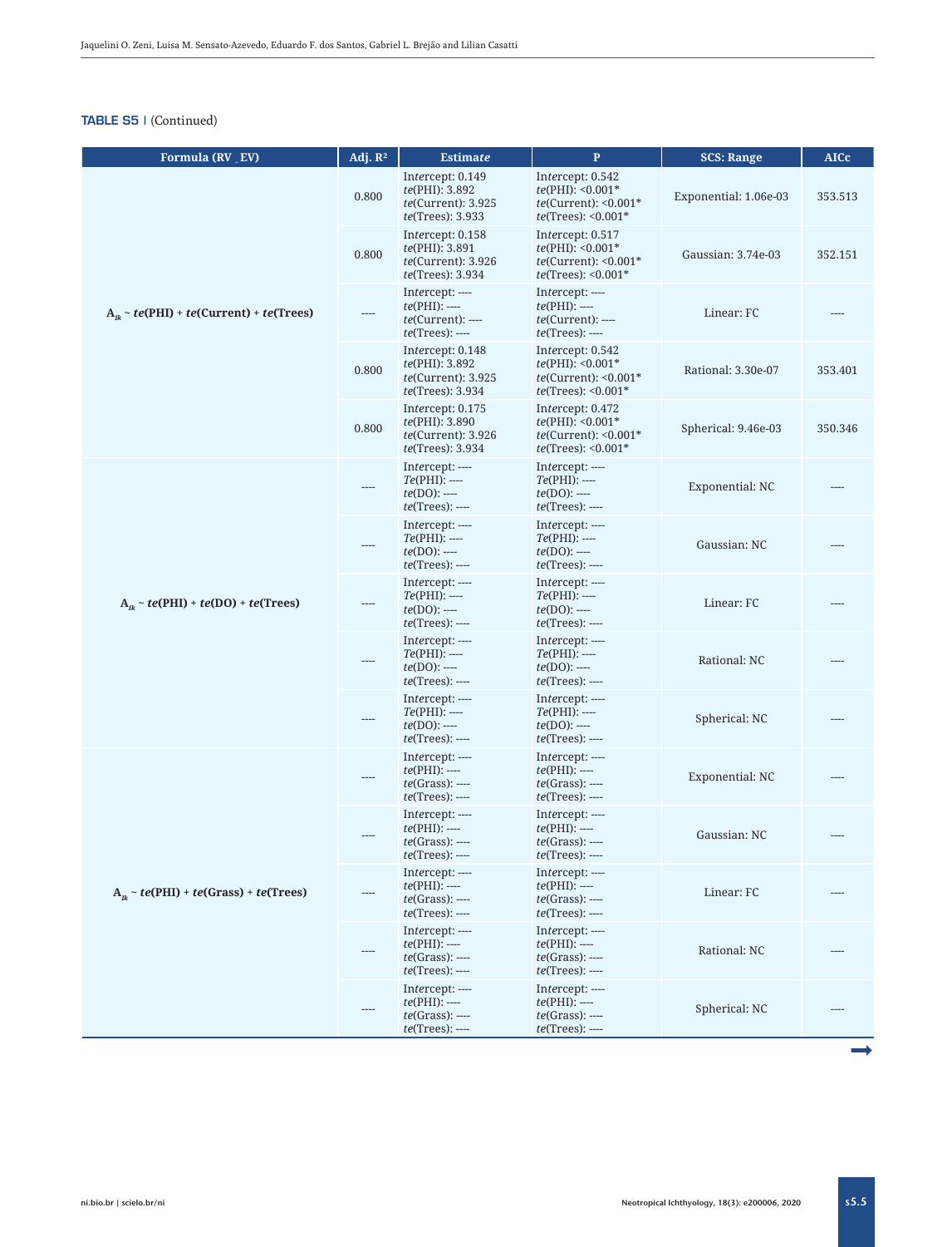**TABLE S5** | (Continued)

| Formula (RV ~ EV) | Adj. $R^2$ | Estimate | P | SCS: Range | AICc |
|---|---|---|---|---|---|
| $A_{Ik}$ ~ *te*(PHI) + *te*(Current) + *te*(Trees) | 0.800 | Intercept: 0.149<br>*te*(PHI): 3.892<br>*te*(Current): 3.925<br>*te*(Trees): 3.933 | Intercept: 0.542<br>*te*(PHI): <0.001*<br>*te*(Current): <0.001*<br>*te*(Trees): <0.001* | Exponential: 1.06e-03 | 353.513 |
| | 0.800 | Intercept: 0.158<br>*te*(PHI): 3.891<br>*te*(Current): 3.926<br>*te*(Trees): 3.934 | Intercept: 0.517<br>*te*(PHI): <0.001*<br>*te*(Current): <0.001*<br>*te*(Trees): <0.001* | Gaussian: 3.74e-03 | 352.151 |
| | ---- | Intercept: ----<br>*te*(PHI): ----<br>*te*(Current): ----<br>*te*(Trees): ---- | Intercept: ----<br>*te*(PHI): ----<br>*te*(Current): ----<br>*te*(Trees): ---- | Linear: FC | ---- |
| | 0.800 | Intercept: 0.148<br>*te*(PHI): 3.892<br>*te*(Current): 3.925<br>*te*(Trees): 3.934 | Intercept: 0.542<br>*te*(PHI): <0.001*<br>*te*(Current): <0.001*<br>*te*(Trees): <0.001* | Rational: 3.30e-07 | 353.401 |
| | 0.800 | Intercept: 0.175<br>*te*(PHI): 3.890<br>*te*(Current): 3.926<br>*te*(Trees): 3.934 | Intercept: 0.472<br>*te*(PHI): <0.001*<br>*te*(Current): <0.001*<br>*te*(Trees): <0.001* | Spherical: 9.46e-03 | 350.346 |
| $A_{Ik}$ ~ *te*(PHI) + *te*(DO) + *te*(Trees) | ---- | Intercept: ----<br>*Te*(PHI): ----<br>*te*(DO): ----<br>*te*(Trees): ---- | Intercept: ----<br>*Te*(PHI): ----<br>*te*(DO): ----<br>*te*(Trees): ---- | Exponential: NC | ---- |
| | ---- | Intercept: ----<br>*Te*(PHI): ----<br>*te*(DO): ----<br>*te*(Trees): ---- | Intercept: ----<br>*Te*(PHI): ----<br>*te*(DO): ----<br>*te*(Trees): ---- | Gaussian: NC | ---- |
| | ---- | Intercept: ----<br>*Te*(PHI): ----<br>*te*(DO): ----<br>*te*(Trees): ---- | Intercept: ----<br>*Te*(PHI): ----<br>*te*(DO): ----<br>*te*(Trees): ---- | Linear: FC | ---- |
| | ---- | Intercept: ----<br>*Te*(PHI): ----<br>*te*(DO): ----<br>*te*(Trees): ---- | Intercept: ----<br>*Te*(PHI): ----<br>*te*(DO): ----<br>*te*(Trees): ---- | Rational: NC | ---- |
| | ---- | Intercept: ----<br>*Te*(PHI): ----<br>*te*(DO): ----<br>*te*(Trees): ---- | Intercept: ----<br>*Te*(PHI): ----<br>*te*(DO): ----<br>*te*(Trees): ---- | Spherical: NC | ---- |
| $A_{Ik}$ ~ *te*(PHI) + *te*(Grass) + *te*(Trees) | ---- | Intercept: ----<br>*te*(PHI): ----<br>*te*(Grass): ----<br>*te*(Trees): ---- | Intercept: ----<br>*te*(PHI): ----<br>*te*(Grass): ----<br>*te*(Trees): ---- | Exponential: NC | ---- |
| | ---- | Intercept: ----<br>*te*(PHI): ----<br>*te*(Grass): ----<br>*te*(Trees): ---- | Intercept: ----<br>*te*(PHI): ----<br>*te*(Grass): ----<br>*te*(Trees): ---- | Gaussian: NC | ---- |
| | ---- | Intercept: ----<br>*te*(PHI): ----<br>*te*(Grass): ----<br>*te*(Trees): ---- | Intercept: ----<br>*te*(PHI): ----<br>*te*(Grass): ----<br>*te*(Trees): ---- | Linear: FC | ---- |
| | ---- | Intercept: ----<br>*te*(PHI): ----<br>*te*(Grass): ----<br>*te*(Trees): ---- | Intercept: ----<br>*te*(PHI): ----<br>*te*(Grass): ----<br>*te*(Trees): ---- | Rational: NC | ---- |
| | ---- | Intercept: ----<br>*te*(PHI): ----<br>*te*(Grass): ----<br>*te*(Trees): ---- | Intercept: ----<br>*te*(PHI): ----<br>*te*(Grass): ----<br>*te*(Trees): ---- | Spherical: NC | ---- |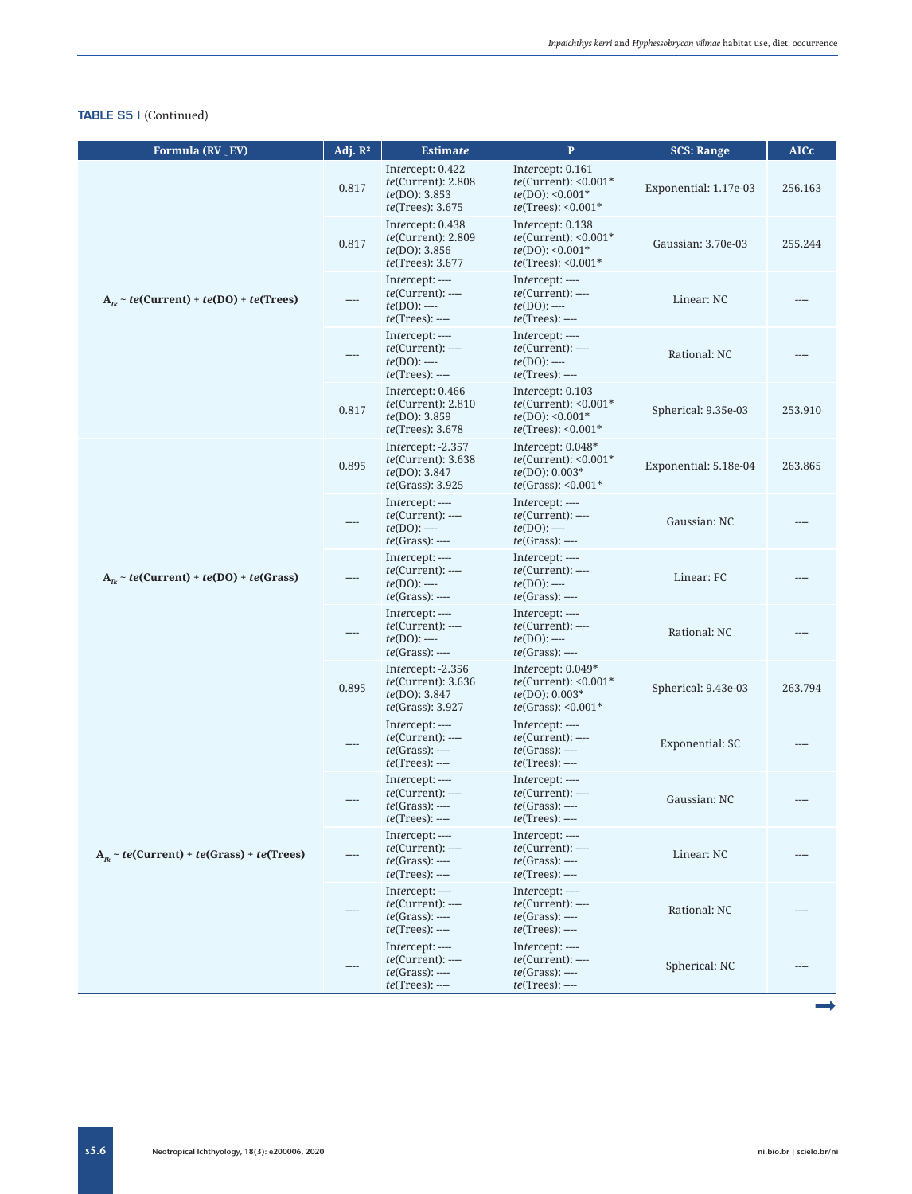**TABLE S5** | (Continued)

| Formula (RV _ EV) | Adj. $R^2$ | Estimate | P | SCS: Range | AICc |
|---|---|---|---|---|---|
| $A_{Ik}$ ~ *te*(Current) + *te*(DO) + *te*(Trees) | 0.817 | Intercept: 0.422<br>*te*(Current): 2.808<br>*te*(DO): 3.853<br>*te*(Trees): 3.675 | Intercept: 0.161<br>*te*(Current): <0.001*<br>*te*(DO): <0.001*<br>*te*(Trees): <0.001* | Exponential: 1.17e-03 | 256.163 |
| | 0.817 | Intercept: 0.438<br>*te*(Current): 2.809<br>*te*(DO): 3.856<br>*te*(Trees): 3.677 | Intercept: 0.138<br>*te*(Current): <0.001*<br>*te*(DO): <0.001*<br>*te*(Trees): <0.001* | Gaussian: 3.70e-03 | 255.244 |
| | ---- | Intercept: ----<br>*te*(Current): ----<br>*te*(DO): ----<br>*te*(Trees): ---- | Intercept: ----<br>*te*(Current): ----<br>*te*(DO): ----<br>*te*(Trees): ---- | Linear: NC | ---- |
| | ---- | Intercept: ----<br>*te*(Current): ----<br>*te*(DO): ----<br>*te*(Trees): ---- | Intercept: ----<br>*te*(Current): ----<br>*te*(DO): ----<br>*te*(Trees): ---- | Rational: NC | ---- |
| | 0.817 | Intercept: 0.466<br>*te*(Current): 2.810<br>*te*(DO): 3.859<br>*te*(Trees): 3.678 | Intercept: 0.103<br>*te*(Current): <0.001*<br>*te*(DO): <0.001*<br>*te*(Trees): <0.001* | Spherical: 9.35e-03 | 253.910 |
| $A_{Ik}$ ~ *te*(Current) + *te*(DO) + *te*(Grass) | 0.895 | Intercept: -2.357<br>*te*(Current): 3.638<br>*te*(DO): 3.847<br>*te*(Grass): 3.925 | Intercept: 0.048*<br>*te*(Current): <0.001*<br>*te*(DO): 0.003*<br>*te*(Grass): <0.001* | Exponential: 5.18e-04 | 263.865 |
| | ---- | Intercept: ----<br>*te*(Current): ----<br>*te*(DO): ----<br>*te*(Grass): ---- | Intercept: ----<br>*te*(Current): ----<br>*te*(DO): ----<br>*te*(Grass): ---- | Gaussian: NC | ---- |
| | ---- | Intercept: ----<br>*te*(Current): ----<br>*te*(DO): ----<br>*te*(Grass): ---- | Intercept: ----<br>*te*(Current): ----<br>*te*(DO): ----<br>*te*(Grass): ---- | Linear: FC | ---- |
| | ---- | Intercept: ----<br>*te*(Current): ----<br>*te*(DO): ----<br>*te*(Grass): ---- | Intercept: ----<br>*te*(Current): ----<br>*te*(DO): ----<br>*te*(Grass): ---- | Rational: NC | ---- |
| | 0.895 | Intercept: -2.356<br>*te*(Current): 3.636<br>*te*(DO): 3.847<br>*te*(Grass): 3.927 | Intercept: 0.049*<br>*te*(Current): <0.001*<br>*te*(DO): 0.003*<br>*te*(Grass): <0.001* | Spherical: 9.43e-03 | 263.794 |
| $A_{Ik}$ ~ *te*(Current) + *te*(Grass) + *te*(Trees) | ---- | Intercept: ----<br>*te*(Current): ----<br>*te*(Grass): ----<br>*te*(Trees): ---- | Intercept: ----<br>*te*(Current): ----<br>*te*(Grass): ----<br>*te*(Trees): ---- | Exponential: SC | ---- |
| | ---- | Intercept: ----<br>*te*(Current): ----<br>*te*(Grass): ----<br>*te*(Trees): ---- | Intercept: ----<br>*te*(Current): ----<br>*te*(Grass): ----<br>*te*(Trees): ---- | Gaussian: NC | ---- |
| | ---- | Intercept: ----<br>*te*(Current): ----<br>*te*(Grass): ----<br>*te*(Trees): ---- | Intercept: ----<br>*te*(Current): ----<br>*te*(Grass): ----<br>*te*(Trees): ---- | Linear: NC | ---- |
| | ---- | Intercept: ----<br>*te*(Current): ----<br>*te*(Grass): ----<br>*te*(Trees): ---- | Intercept: ----<br>*te*(Current): ----<br>*te*(Grass): ----<br>*te*(Trees): ---- | Rational: NC | ---- |
| | ---- | Intercept: ----<br>*te*(Current): ----<br>*te*(Grass): ----<br>*te*(Trees): ---- | Intercept: ----<br>*te*(Current): ----<br>*te*(Grass): ----<br>*te*(Trees): ---- | Spherical: NC | ---- |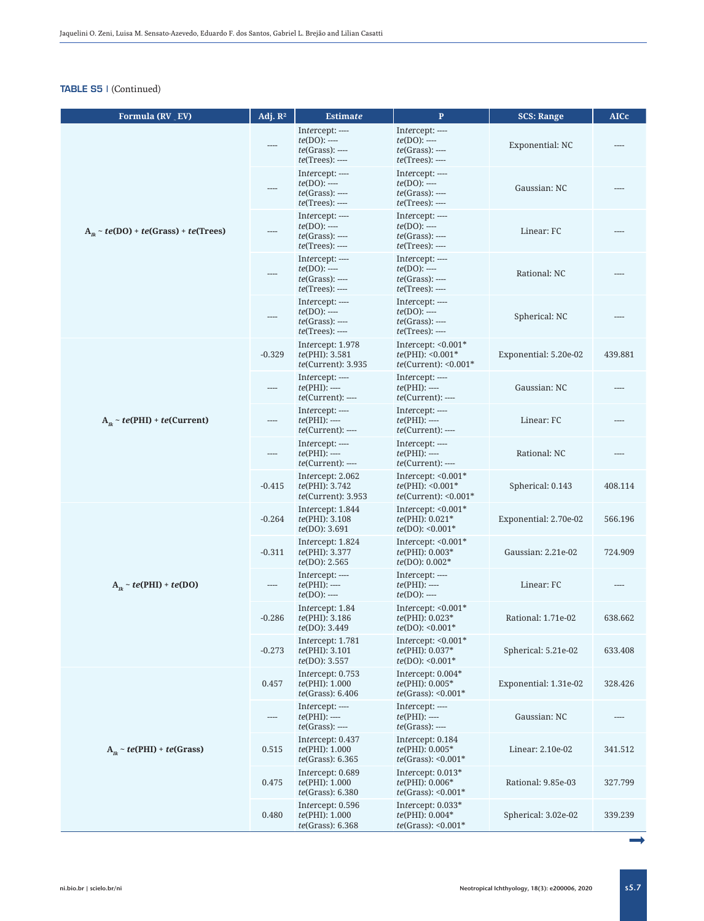**TABLE S5** | (Continued)

| Formula (RV _ EV) | Adj. $R^2$ | Estimate | P | SCS: Range | AICc |
|---|---|---|---|---|---|
| $A_{Ik}$ ~ *te*(DO) + *te*(Grass) + *te*(Trees) | ---- | Intercept: ----<br>*te*(DO): ----<br>*te*(Grass): ----<br>*te*(Trees): ---- | Intercept: ----<br>*te*(DO): ----<br>*te*(Grass): ----<br>*te*(Trees): ---- | Exponential: NC | ---- |
| | ---- | Intercept: ----<br>*te*(DO): ----<br>*te*(Grass): ----<br>*te*(Trees): ---- | Intercept: ----<br>*te*(DO): ----<br>*te*(Grass): ----<br>*te*(Trees): ---- | Gaussian: NC | ---- |
| | ---- | Intercept: ----<br>*te*(DO): ----<br>*te*(Grass): ----<br>*te*(Trees): ---- | Intercept: ----<br>*te*(DO): ----<br>*te*(Grass): ----<br>*te*(Trees): ---- | Linear: FC | ---- |
| | ---- | Intercept: ----<br>*te*(DO): ----<br>*te*(Grass): ----<br>*te*(Trees): ---- | Intercept: ----<br>*te*(DO): ----<br>*te*(Grass): ----<br>*te*(Trees): ---- | Rational: NC | ---- |
| | ---- | Intercept: ----<br>*te*(DO): ----<br>*te*(Grass): ----<br>*te*(Trees): ---- | Intercept: ----<br>*te*(DO): ----<br>*te*(Grass): ----<br>*te*(Trees): ---- | Spherical: NC | ---- |
| $A_{Ik}$ ~ *te*(PHI) + *te*(Current) | -0.329 | Intercept: 1.978<br>*te*(PHI): 3.581<br>*te*(Current): 3.935 | Intercept: <0.001*<br>*te*(PHI): <0.001*<br>*te*(Current): <0.001* | Exponential: 5.20e-02 | 439.881 |
| | ---- | Intercept: ----<br>*te*(PHI): ----<br>*te*(Current): ---- | Intercept: ----<br>*te*(PHI): ----<br>*te*(Current): ---- | Gaussian: NC | ---- |
| | ---- | Intercept: ----<br>*te*(PHI): ----<br>*te*(Current): ---- | Intercept: ----<br>*te*(PHI): ----<br>*te*(Current): ---- | Linear: FC | ---- |
| | ---- | Intercept: ----<br>*te*(PHI): ----<br>*te*(Current): ---- | Intercept: ----<br>*te*(PHI): ----<br>*te*(Current): ---- | Rational: NC | ---- |
| | -0.415 | Intercept: 2.062<br>*te*(PHI): 3.742<br>*te*(Current): 3.953 | Intercept: <0.001*<br>*te*(PHI): <0.001*<br>*te*(Current): <0.001* | Spherical: 0.143 | 408.114 |
| $A_{Ik}$ ~ *te*(PHI) + *te*(DO) | -0.264 | Intercept: 1.844<br>*te*(PHI): 3.108<br>*te*(DO): 3.691 | Intercept: <0.001*<br>*te*(PHI): 0.021*<br>*te*(DO): <0.001* | Exponential: 2.70e-02 | 566.196 |
| | -0.311 | Intercept: 1.824<br>*te*(PHI): 3.377<br>*te*(DO): 2.565 | Intercept: <0.001*<br>*te*(PHI): 0.003*<br>*te*(DO): 0.002* | Gaussian: 2.21e-02 | 724.909 |
| | ---- | Intercept: ----<br>*te*(PHI): ----<br>*te*(DO): ---- | Intercept: ----<br>*te*(PHI): ----<br>*te*(DO): ---- | Linear: FC | ---- |
| | -0.286 | Intercept: 1.84<br>*te*(PHI): 3.186<br>*te*(DO): 3.449 | Intercept: <0.001*<br>*te*(PHI): 0.023*<br>*te*(DO): <0.001* | Rational: 1.71e-02 | 638.662 |
| | -0.273 | Intercept: 1.781<br>*te*(PHI): 3.101<br>*te*(DO): 3.557 | Intercept: <0.001*<br>*te*(PHI): 0.037*<br>*te*(DO): <0.001* | Spherical: 5.21e-02 | 633.408 |
| $A_{Ik}$ ~ *te*(PHI) + *te*(Grass) | 0.457 | Intercept: 0.753<br>*te*(PHI): 1.000<br>*te*(Grass): 6.406 | Intercept: 0.004*<br>*te*(PHI): 0.005*<br>*te*(Grass): <0.001* | Exponential: 1.31e-02 | 328.426 |
| | ---- | Intercept: ----<br>*te*(PHI): ----<br>*te*(Grass): ---- | Intercept: ----<br>*te*(PHI): ----<br>*te*(Grass): ---- | Gaussian: NC | ---- |
| | 0.515 | Intercept: 0.437<br>*te*(PHI): 1.000<br>*te*(Grass): 6.365 | Intercept: 0.184<br>*te*(PHI): 0.005*<br>*te*(Grass): <0.001* | Linear: 2.10e-02 | 341.512 |
| | 0.475 | Intercept: 0.689<br>*te*(PHI): 1.000<br>*te*(Grass): 6.380 | Intercept: 0.013*<br>*te*(PHI): 0.006*<br>*te*(Grass): <0.001* | Rational: 9.85e-03 | 327.799 |
| | 0.480 | Intercept: 0.596<br>*te*(PHI): 1.000<br>*te*(Grass): 6.368 | Intercept: 0.033*<br>*te*(PHI): 0.004*<br>*te*(Grass): <0.001* | Spherical: 3.02e-02 | 339.239 |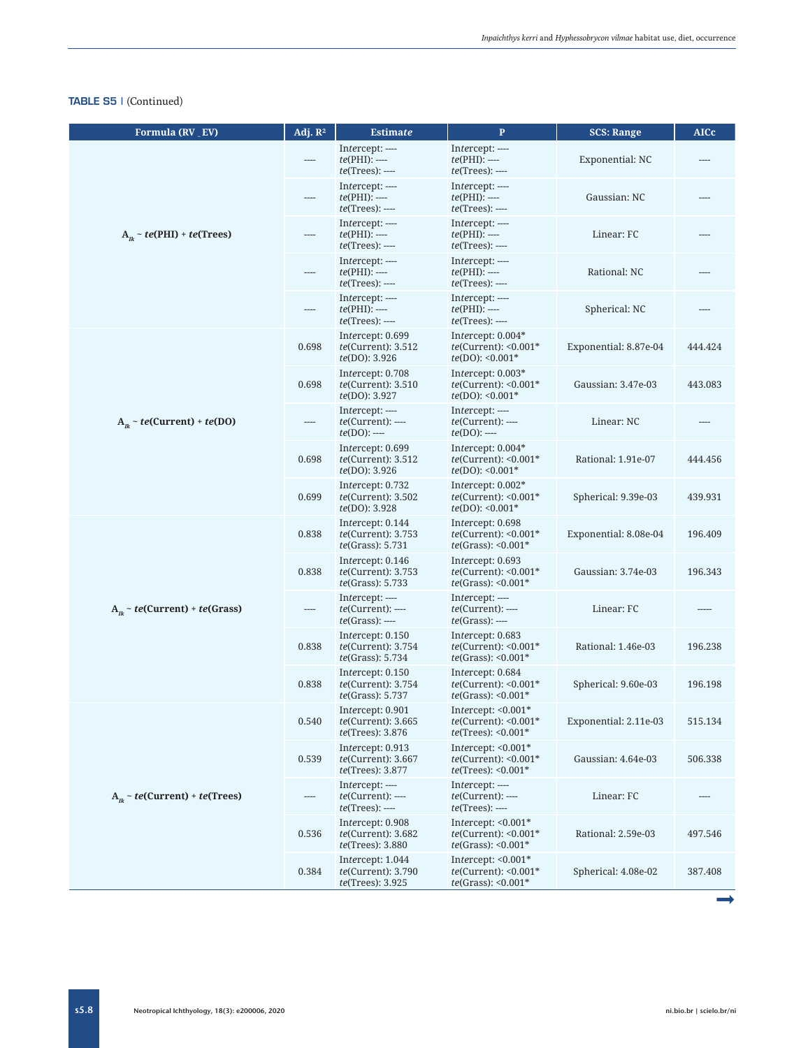**TABLE S5** | (Continued)

| Formula (RV _ EV) | Adj. $R^2$ | Estimate | P | SCS: Range | AICc |
|---|---|---|---|---|---|
| $A_{Ik}$ ~ *te*(PHI) + *te*(Trees) | ---- | Intercept: ----<br>*te*(PHI): ----<br>*te*(Trees): ---- | Intercept: ----<br>*te*(PHI): ----<br>*te*(Trees): ---- | Exponential: NC | ---- |
| | ---- | Intercept: ----<br>*te*(PHI): ----<br>*te*(Trees): ---- | Intercept: ----<br>*te*(PHI): ----<br>*te*(Trees): ---- | Gaussian: NC | ---- |
| | ---- | Intercept: ----<br>*te*(PHI): ----<br>*te*(Trees): ---- | Intercept: ----<br>*te*(PHI): ----<br>*te*(Trees): ---- | Linear: FC | ---- |
| | ---- | Intercept: ----<br>*te*(PHI): ----<br>*te*(Trees): ---- | Intercept: ----<br>*te*(PHI): ----<br>*te*(Trees): ---- | Rational: NC | ---- |
| | ---- | Intercept: ----<br>*te*(PHI): ----<br>*te*(Trees): ---- | Intercept: ----<br>*te*(PHI): ----<br>*te*(Trees): ---- | Spherical: NC | ---- |
| $A_{Ik}$ ~ *te*(Current) + *te*(DO) | 0.698 | Intercept: 0.699<br>*te*(Current): 3.512<br>*te*(DO): 3.926 | Intercept: 0.004*<br>*te*(Current): <0.001*<br>*te*(DO): <0.001* | Exponential: 8.87e-04 | 444.424 |
| | 0.698 | Intercept: 0.708<br>*te*(Current): 3.510<br>*te*(DO): 3.927 | Intercept: 0.003*<br>*te*(Current): <0.001*<br>*te*(DO): <0.001* | Gaussian: 3.47e-03 | 443.083 |
| | ---- | Intercept: ----<br>*te*(Current): ----<br>*te*(DO): ---- | Intercept: ----<br>*te*(Current): ----<br>*te*(DO): ---- | Linear: NC | ---- |
| | 0.698 | Intercept: 0.699<br>*te*(Current): 3.512<br>*te*(DO): 3.926 | Intercept: 0.004*<br>*te*(Current): <0.001*<br>*te*(DO): <0.001* | Rational: 1.91e-07 | 444.456 |
| | 0.699 | Intercept: 0.732<br>*te*(Current): 3.502<br>*te*(DO): 3.928 | Intercept: 0.002*<br>*te*(Current): <0.001*<br>*te*(DO): <0.001* | Spherical: 9.39e-03 | 439.931 |
| $A_{Ik}$ ~ *te*(Current) + *te*(Grass) | 0.838 | Intercept: 0.144<br>*te*(Current): 3.753<br>*te*(Grass): 5.731 | Intercept: 0.698<br>*te*(Current): <0.001*<br>*te*(Grass): <0.001* | Exponential: 8.08e-04 | 196.409 |
| | 0.838 | Intercept: 0.146<br>*te*(Current): 3.753<br>*te*(Grass): 5.733 | Intercept: 0.693<br>*te*(Current): <0.001*<br>*te*(Grass): <0.001* | Gaussian: 3.74e-03 | 196.343 |
| | ---- | Intercept: ----<br>*te*(Current): ----<br>*te*(Grass): ---- | Intercept: ----<br>*te*(Current): ----<br>*te*(Grass): ---- | Linear: FC | ----- |
| | 0.838 | Intercept: 0.150<br>*te*(Current): 3.754<br>*te*(Grass): 5.734 | Intercept: 0.683<br>*te*(Current): <0.001*<br>*te*(Grass): <0.001* | Rational: 1.46e-03 | 196.238 |
| | 0.838 | Intercept: 0.150<br>*te*(Current): 3.754<br>*te*(Grass): 5.737 | Intercept: 0.684<br>*te*(Current): <0.001*<br>*te*(Grass): <0.001* | Spherical: 9.60e-03 | 196.198 |
| $A_{Ik}$ ~ *te*(Current) + *te*(Trees) | 0.540 | Intercept: 0.901<br>*te*(Current): 3.665<br>*te*(Trees): 3.876 | Intercept: <0.001*<br>*te*(Current): <0.001*<br>*te*(Trees): <0.001* | Exponential: 2.11e-03 | 515.134 |
| | 0.539 | Intercept: 0.913<br>*te*(Current): 3.667<br>*te*(Trees): 3.877 | Intercept: <0.001*<br>*te*(Current): <0.001*<br>*te*(Trees): <0.001* | Gaussian: 4.64e-03 | 506.338 |
| | ---- | Intercept: ----<br>*te*(Current): ----<br>*te*(Trees): ---- | Intercept: ----<br>*te*(Current): ----<br>*te*(Trees): ---- | Linear: FC | ---- |
| | 0.536 | Intercept: 0.908<br>*te*(Current): 3.682<br>*te*(Trees): 3.880 | Intercept: <0.001*<br>*te*(Current): <0.001*<br>*te*(Grass): <0.001* | Rational: 2.59e-03 | 497.546 |
| | 0.384 | Intercept: 1.044<br>*te*(Current): 3.790<br>*te*(Trees): 3.925 | Intercept: <0.001*<br>*te*(Current): <0.001*<br>*te*(Grass): <0.001* | Spherical: 4.08e-02 | 387.408 |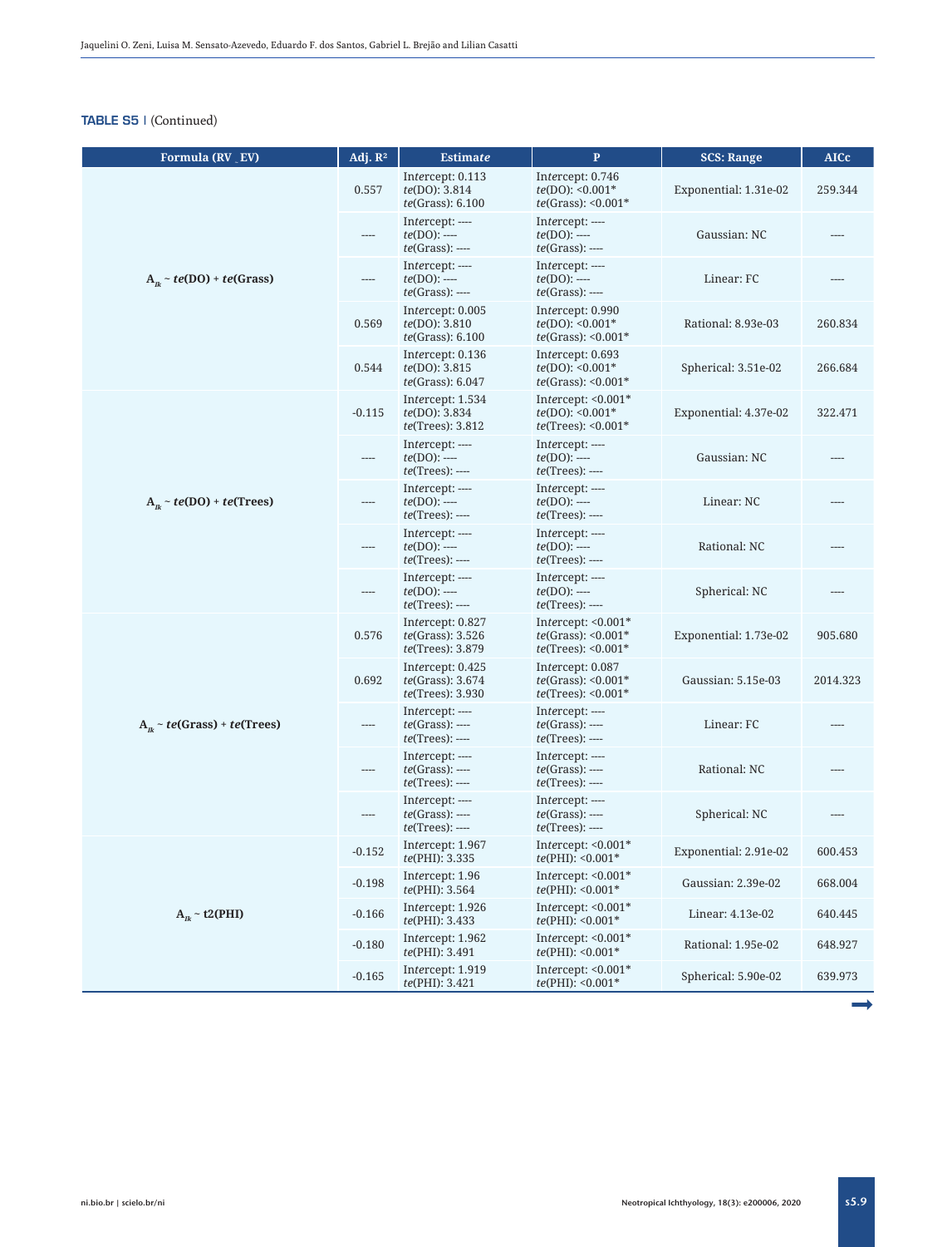**TABLE S5** | (Continued)

| Formula (RV _ EV) | Adj. $R^2$ | Estimate | P | SCS: Range | AICc |
|---|---|---|---|---|---|
| $A_{Ik}$ ~ *te*(DO) + *te*(Grass) | 0.557 | Intercept: 0.113<br>*te*(DO): 3.814<br>*te*(Grass): 6.100 | Intercept: 0.746<br>*te*(DO): <0.001*<br>*te*(Grass): <0.001* | Exponential: 1.31e-02 | 259.344 |
| | ---- | Intercept: ----<br>*te*(DO): ----<br>*te*(Grass): ---- | Intercept: ----<br>*te*(DO): ----<br>*te*(Grass): ---- | Gaussian: NC | ---- |
| | ---- | Intercept: ----<br>*te*(DO): ----<br>*te*(Grass): ---- | Intercept: ----<br>*te*(DO): ----<br>*te*(Grass): ---- | Linear: FC | ---- |
| | 0.569 | Intercept: 0.005<br>*te*(DO): 3.810<br>*te*(Grass): 6.100 | Intercept: 0.990<br>*te*(DO): <0.001*<br>*te*(Grass): <0.001* | Rational: 8.93e-03 | 260.834 |
| | 0.544 | Intercept: 0.136<br>*te*(DO): 3.815<br>*te*(Grass): 6.047 | Intercept: 0.693<br>*te*(DO): <0.001*<br>*te*(Grass): <0.001* | Spherical: 3.51e-02 | 266.684 |
| $A_{Ik}$ ~ *te*(DO) + *te*(Trees) | -0.115 | Intercept: 1.534<br>*te*(DO): 3.834<br>*te*(Trees): 3.812 | Intercept: <0.001*<br>*te*(DO): <0.001*<br>*te*(Trees): <0.001* | Exponential: 4.37e-02 | 322.471 |
| | ---- | Intercept: ----<br>*te*(DO): ----<br>*te*(Trees): ---- | Intercept: ----<br>*te*(DO): ----<br>*te*(Trees): ---- | Gaussian: NC | ---- |
| | ---- | Intercept: ----<br>*te*(DO): ----<br>*te*(Trees): ---- | Intercept: ----<br>*te*(DO): ----<br>*te*(Trees): ---- | Linear: NC | ---- |
| | ---- | Intercept: ----<br>*te*(DO): ----<br>*te*(Trees): ---- | Intercept: ----<br>*te*(DO): ----<br>*te*(Trees): ---- | Rational: NC | ---- |
| | ---- | Intercept: ----<br>*te*(DO): ----<br>*te*(Trees): ---- | Intercept: ----<br>*te*(DO): ----<br>*te*(Trees): ---- | Spherical: NC | ---- |
| $A_{Ik}$ ~ *te*(Grass) + *te*(Trees) | 0.576 | Intercept: 0.827<br>*te*(Grass): 3.526<br>*te*(Trees): 3.879 | Intercept: <0.001*<br>*te*(Grass): <0.001*<br>*te*(Trees): <0.001* | Exponential: 1.73e-02 | 905.680 |
| | 0.692 | Intercept: 0.425<br>*te*(Grass): 3.674<br>*te*(Trees): 3.930 | Intercept: 0.087<br>*te*(Grass): <0.001*<br>*te*(Trees): <0.001* | Gaussian: 5.15e-03 | 2014.323 |
| | ---- | Intercept: ----<br>*te*(Grass): ----<br>*te*(Trees): ---- | Intercept: ----<br>*te*(Grass): ----<br>*te*(Trees): ---- | Linear: FC | ---- |
| | ---- | Intercept: ----<br>*te*(Grass): ----<br>*te*(Trees): ---- | Intercept: ----<br>*te*(Grass): ----<br>*te*(Trees): ---- | Rational: NC | ---- |
| | ---- | Intercept: ----<br>*te*(Grass): ----<br>*te*(Trees): ---- | Intercept: ----<br>*te*(Grass): ----<br>*te*(Trees): ---- | Spherical: NC | ---- |
| $A_{Ik}$ ~ t2(PHI) | -0.152 | Intercept: 1.967<br>*te*(PHI): 3.335 | Intercept: <0.001*<br>*te*(PHI): <0.001* | Exponential: 2.91e-02 | 600.453 |
| | -0.198 | Intercept: 1.96<br>*te*(PHI): 3.564 | Intercept: <0.001*<br>*te*(PHI): <0.001* | Gaussian: 2.39e-02 | 668.004 |
| | -0.166 | Intercept: 1.926<br>*te*(PHI): 3.433 | Intercept: <0.001*<br>*te*(PHI): <0.001* | Linear: 4.13e-02 | 640.445 |
| | -0.180 | Intercept: 1.962<br>*te*(PHI): 3.491 | Intercept: <0.001*<br>*te*(PHI): <0.001* | Rational: 1.95e-02 | 648.927 |
| | -0.165 | Intercept: 1.919<br>*te*(PHI): 3.421 | Intercept: <0.001*<br>*te*(PHI): <0.001* | Spherical: 5.90e-02 | 639.973 |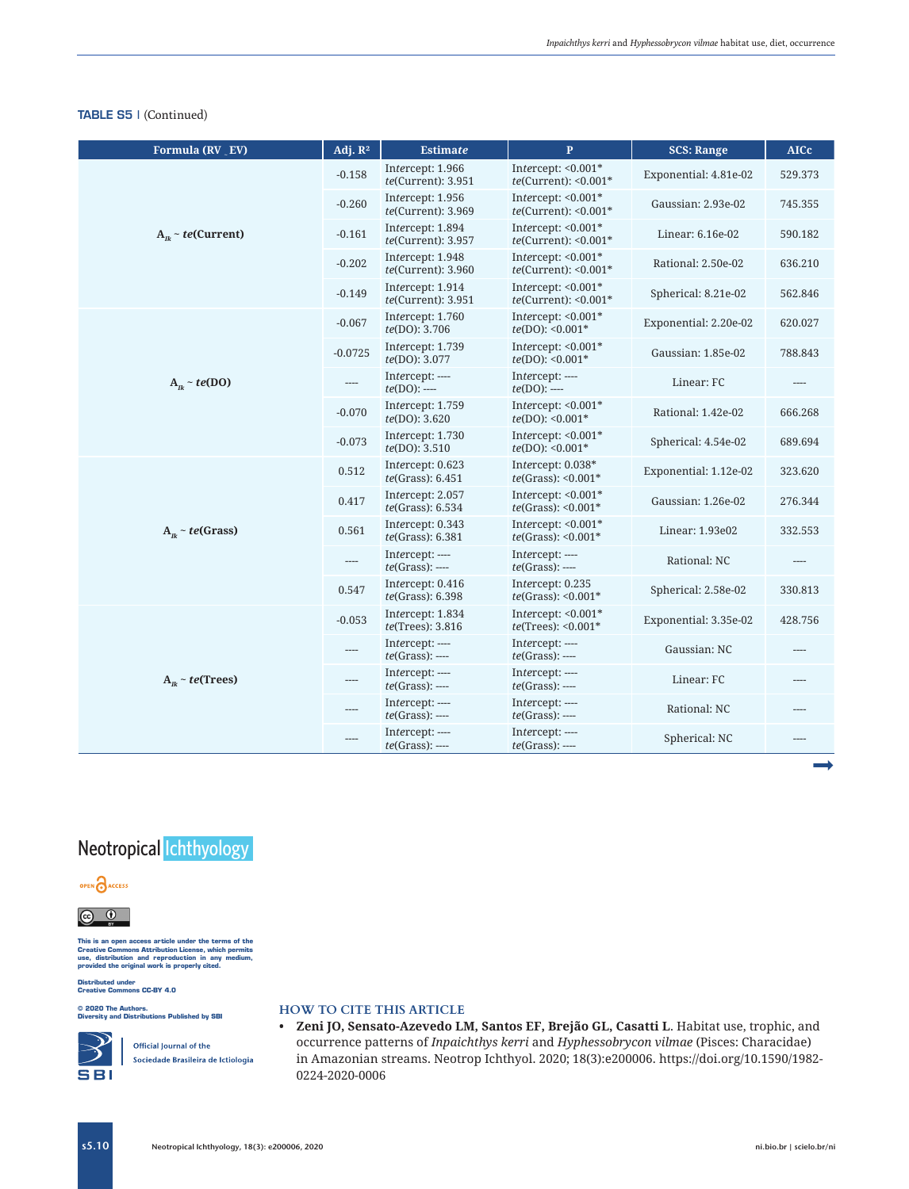**TABLE S5** | (Continued)

| Formula (RV _ EV) | Adj. $R^2$ | Estimate | P | SCS: Range | AICc |
|---|---|---|---|---|---|
| $A_{Ik}$ ~ *te*(Current) | -0.158 | Intercept: 1.966<br>*te*(Current): 3.951 | Intercept: <0.001*<br>*te*(Current): <0.001* | Exponential: 4.81e-02 | 529.373 |
| | -0.260 | Intercept: 1.956<br>*te*(Current): 3.969 | Intercept: <0.001*<br>*te*(Current): <0.001* | Gaussian: 2.93e-02 | 745.355 |
| | -0.161 | Intercept: 1.894<br>*te*(Current): 3.957 | Intercept: <0.001*<br>*te*(Current): <0.001* | Linear: 6.16e-02 | 590.182 |
| | -0.202 | Intercept: 1.948<br>*te*(Current): 3.960 | Intercept: <0.001*<br>*te*(Current): <0.001* | Rational: 2.50e-02 | 636.210 |
| | -0.149 | Intercept: 1.914<br>*te*(Current): 3.951 | Intercept: <0.001*<br>*te*(Current): <0.001* | Spherical: 8.21e-02 | 562.846 |
| $A_{Ik}$ ~ *te*(DO) | -0.067 | Intercept: 1.760<br>*te*(DO): 3.706 | Intercept: <0.001*<br>*te*(DO): <0.001* | Exponential: 2.20e-02 | 620.027 |
| | -0.0725 | Intercept: 1.739<br>*te*(DO): 3.077 | Intercept: <0.001*<br>*te*(DO): <0.001* | Gaussian: 1.85e-02 | 788.843 |
| | ---- | Intercept: ----<br>*te*(DO): ---- | Intercept: ----<br>*te*(DO): ---- | Linear: FC | ---- |
| | -0.070 | Intercept: 1.759<br>*te*(DO): 3.620 | Intercept: <0.001*<br>*te*(DO): <0.001* | Rational: 1.42e-02 | 666.268 |
| | -0.073 | Intercept: 1.730<br>*te*(DO): 3.510 | Intercept: <0.001*<br>*te*(DO): <0.001* | Spherical: 4.54e-02 | 689.694 |
| $A_{Ik}$ ~ *te*(Grass) | 0.512 | Intercept: 0.623<br>*te*(Grass): 6.451 | Intercept: 0.038*<br>*te*(Grass): <0.001* | Exponential: 1.12e-02 | 323.620 |
| | 0.417 | Intercept: 2.057<br>*te*(Grass): 6.534 | Intercept: <0.001*<br>*te*(Grass): <0.001* | Gaussian: 1.26e-02 | 276.344 |
| | 0.561 | Intercept: 0.343<br>*te*(Grass): 6.381 | Intercept: <0.001*<br>*te*(Grass): <0.001* | Linear: 1.93e02 | 332.553 |
| | ---- | Intercept: ----<br>*te*(Grass): ---- | Intercept: ----<br>*te*(Grass): ---- | Rational: NC | ---- |
| | 0.547 | Intercept: 0.416<br>*te*(Grass): 6.398 | Intercept: 0.235<br>*te*(Grass): <0.001* | Spherical: 2.58e-02 | 330.813 |
| $A_{Ik}$ ~ *te*(Trees) | -0.053 | Intercept: 1.834<br>*te*(Trees): 3.816 | Intercept: <0.001*<br>*te*(Trees): <0.001* | Exponential: 3.35e-02 | 428.756 |
| | ---- | Intercept: ----<br>*te*(Grass): ---- | Intercept: ----<br>*te*(Grass): ---- | Gaussian: NC | ---- |
| | ---- | Intercept: ----<br>*te*(Grass): ---- | Intercept: ----<br>*te*(Grass): ---- | Linear: FC | ---- |
| | ---- | Intercept: ----<br>*te*(Grass): ---- | Intercept: ----<br>*te*(Grass): ---- | Rational: NC | ---- |
| | ---- | Intercept: ----<br>*te*(Grass): ---- | Intercept: ----<br>*te*(Grass): ---- | Spherical: NC | ---- |

Neotropical Ichthyology

This is an open access article under the terms of the Creative Commons Attribution License, which permits use, distribution and reproduction in any medium, provided the original work is properly cited.

Distributed under Creative Commons CC-BY 4.0

© 2020 The Authors.
Diversity and Distributions Published by SBI

Official Journal of the Sociedade Brasileira de Ictiologia

## HOW TO CITE THIS ARTICLE

- **Zeni JO, Sensato-Azevedo LM, Santos EF, Brejão GL, Casatti L**. Habitat use, trophic, and occurrence patterns of *Inpaichthys kerri* and *Hyphessobrycon vilmae* (Pisces: Characidae) in Amazonian streams. Neotrop Ichthyol. 2020; 18(3):e200006. https://doi.org/10.1590/1982-0224-2020-0006